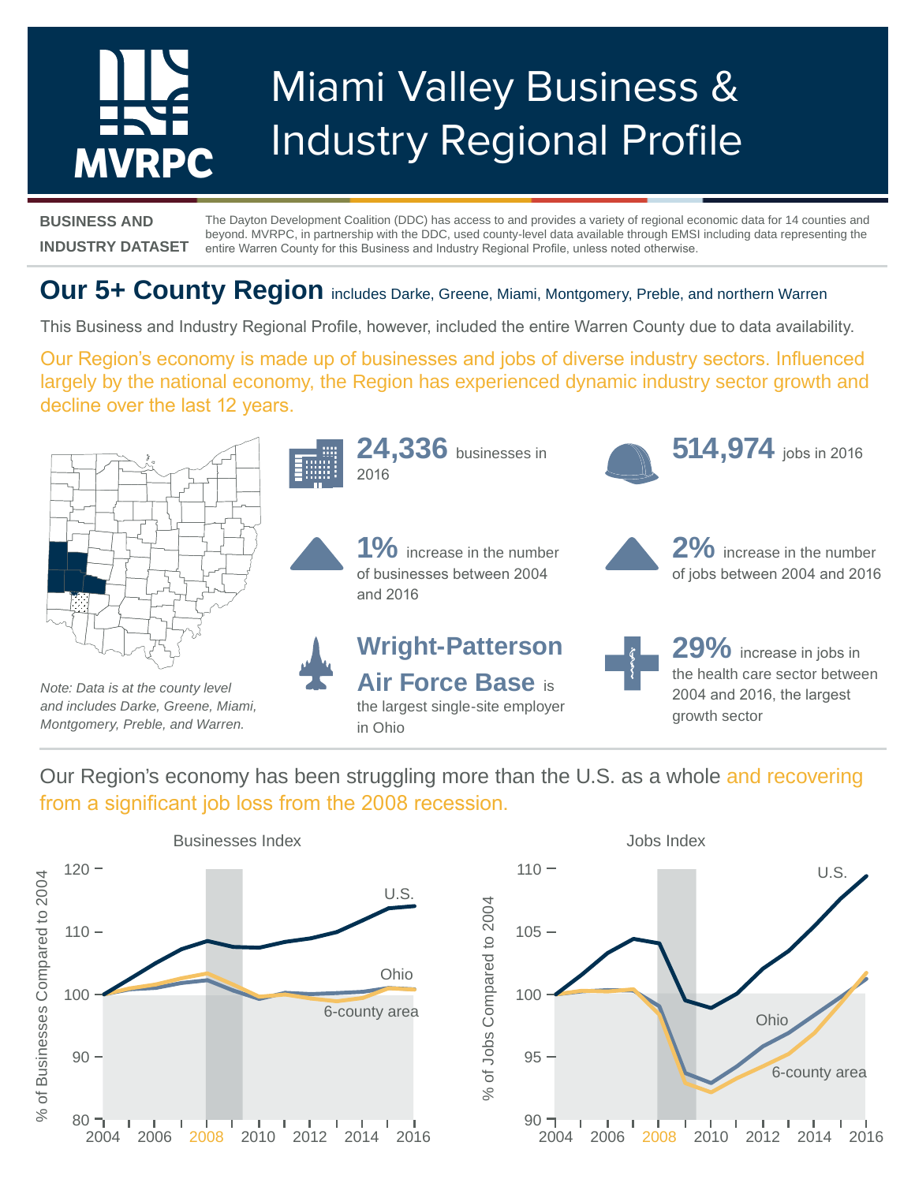# Miami Valley Business & Industry Regional Profile

**BUSINESS AND INDUSTRY DATASET**

The Dayton Development Coalition (DDC) has access to and provides a variety of regional economic data for 14 counties and beyond. MVRPC, in partnership with the DDC, used county-level data available through EMSI including data representing the entire Warren County for this Business and Industry Regional Profile, unless noted otherwise.

## Our 5+ County Region includes Darke, Greene, Miami, Montgomery, Preble, and northern Warren

This Business and Industry Regional Profile, however, included the entire Warren County due to data availability.

Our Region's economy is made up of businesses and jobs of diverse industry sectors. Influenced largely by the national economy, the Region has experienced dynamic industry sector growth and decline over the last 12 years.

*Note: Data is at the county level and includes Darke, Greene, Miami, Montgomery, Preble, and Warren.*

**24,336** businesses in 2016

**514,974** jobs in 2016

**1%** increase in the number of businesses between 2004 and 2016

**2%** increase in the number of jobs between 2004 and 2016

**Wright-Patterson Air Force Base** is the largest single-site employer in Ohio

**29%** increase in jobs in the health care sector between 2004 and 2016, the largest growth sector

Our Region's economy has been struggling more than the U.S. as a whole and recovering from a significant job loss from the 2008 recession.

**Businesses Index** (% of Businesses Compared to 2004; series: U.S., Ohio, 6-county area; 2004–2016)

**Jobs Index** (% of Jobs Compared to 2004; series: U.S., Ohio, 6-county area; 2004–2016)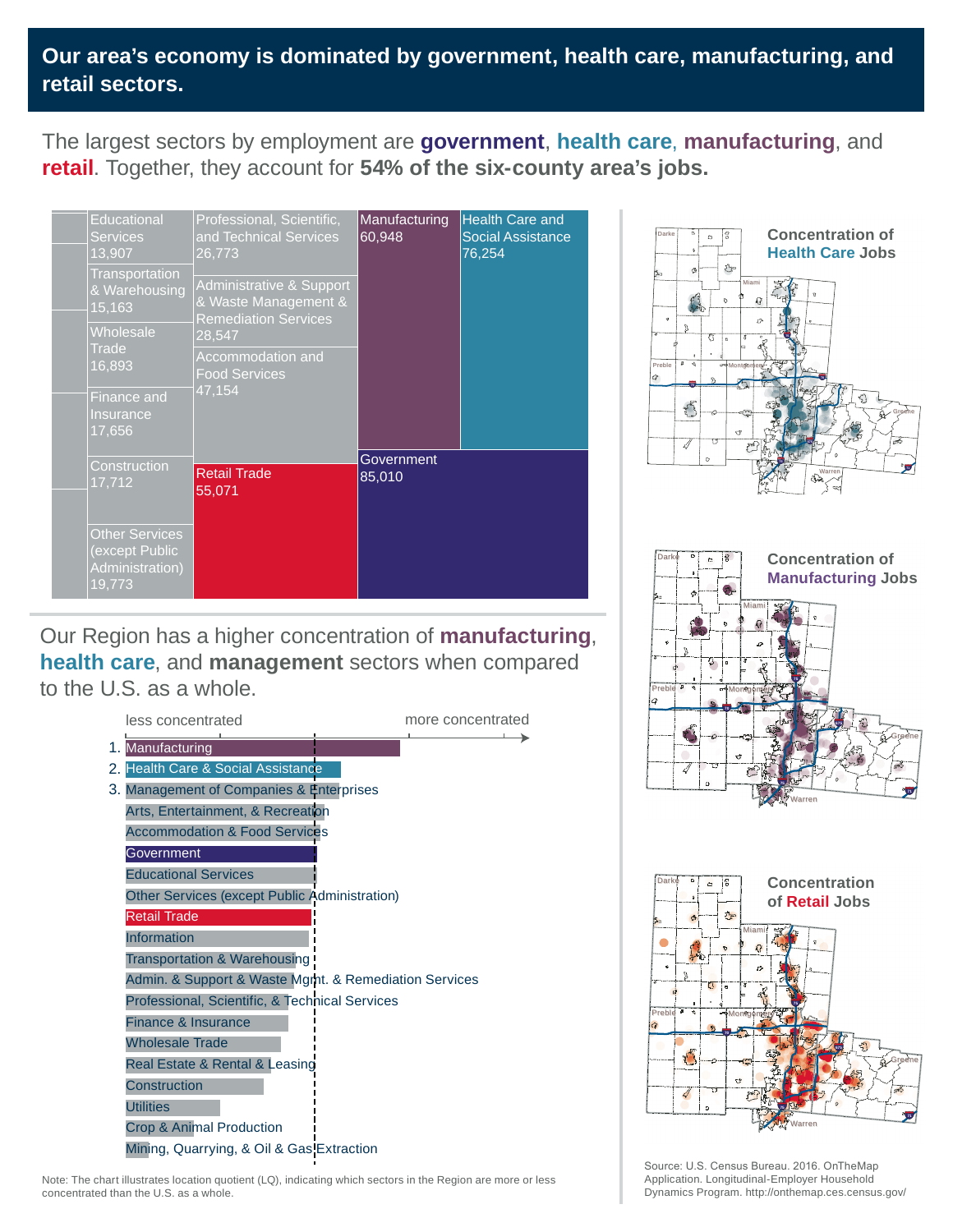# Our area's economy is dominated by government, health care, manufacturing, and retail sectors.

The largest sectors by employment are **government**, **health care**, **manufacturing**, and **retail**. Together, they account for **54% of the six-county area's jobs.**

| Sector | Jobs |
|---|---|
| Government | 85,010 |
| Health Care and Social Assistance | 76,254 |
| Manufacturing | 60,948 |
| Retail Trade | 55,071 |
| Accommodation and Food Services | 47,154 |
| Administrative & Support & Waste Management & Remediation Services | 28,547 |
| Professional, Scientific, and Technical Services | 26,773 |
| Other Services (except Public Administration) | 19,773 |
| Construction | 17,712 |
| Finance and Insurance | 17,656 |
| Wholesale Trade | 16,893 |
| Transportation & Warehousing | 15,163 |
| Educational Services | 13,907 |

Our Region has a higher concentration of **manufacturing**, **health care**, and **management** sectors when compared to the U.S. as a whole.

less concentrated → more concentrated

1. Manufacturing
2. Health Care & Social Assistance
3. Management of Companies & Enterprises
- Arts, Entertainment, & Recreation
- Accommodation & Food Services
- Government
- Educational Services
- Other Services (except Public Administration)
- Retail Trade
- Information
- Transportation & Warehousing
- Admin. & Support & Waste Mgmt. & Remediation Services
- Professional, Scientific, & Technical Services
- Finance & Insurance
- Wholesale Trade
- Real Estate & Rental & Leasing
- Construction
- Utilities
- Crop & Animal Production
- Mining, Quarrying, & Oil & Gas Extraction

Note: The chart illustrates location quotient (LQ), indicating which sectors in the Region are more or less concentrated than the U.S. as a whole.

**Concentration of Health Care Jobs**

**Concentration of Manufacturing Jobs**

**Concentration of Retail Jobs**

Source: U.S. Census Bureau. 2016. OnTheMap Application. Longitudinal-Employer Household Dynamics Program. http://onthemap.ces.census.gov/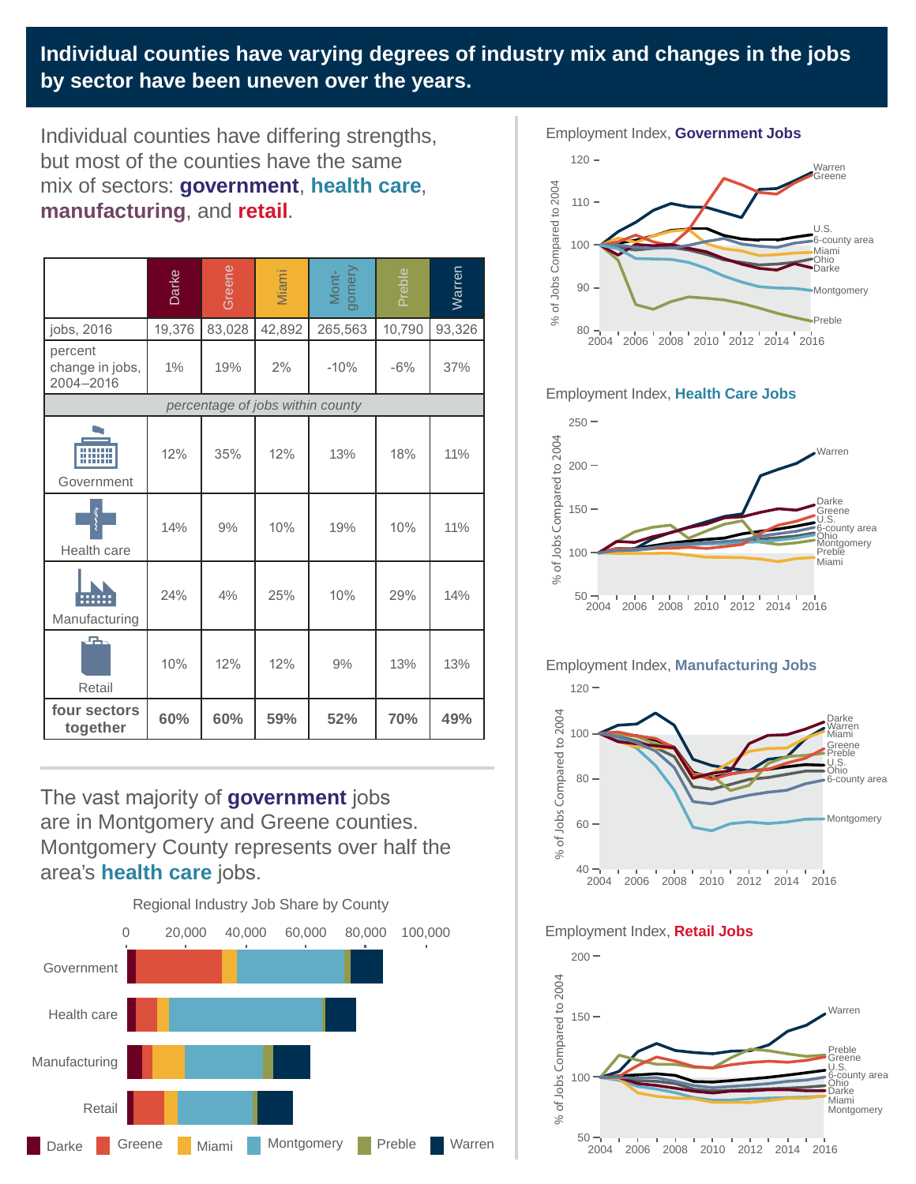# Individual counties have varying degrees of industry mix and changes in the jobs by sector have been uneven over the years.

Individual counties have differing strengths, but most of the counties have the same mix of sectors: **government**, **health care**, **manufacturing**, and **retail**.

| | Darke | Greene | Miami | Montgomery | Preble | Warren |
|---|---|---|---|---|---|---|
| jobs, 2016 | 19,376 | 83,028 | 42,892 | 265,563 | 10,790 | 93,326 |
| percent change in jobs, 2004–2016 | 1% | 19% | 2% | -10% | -6% | 37% |
| *percentage of jobs within county* | | | | | | |
| Government | 12% | 35% | 12% | 13% | 18% | 11% |
| Health care | 14% | 9% | 10% | 19% | 10% | 11% |
| Manufacturing | 24% | 4% | 25% | 10% | 29% | 14% |
| Retail | 10% | 12% | 12% | 9% | 13% | 13% |
| **four sectors together** | **60%** | **60%** | **59%** | **52%** | **70%** | **49%** |

The vast majority of **government** jobs are in Montgomery and Greene counties. Montgomery County represents over half the area's **health care** jobs.

Regional Industry Job Share by County

Employment Index, **Government Jobs**

Employment Index, **Health Care Jobs**

Employment Index, **Manufacturing Jobs**

Employment Index, **Retail Jobs**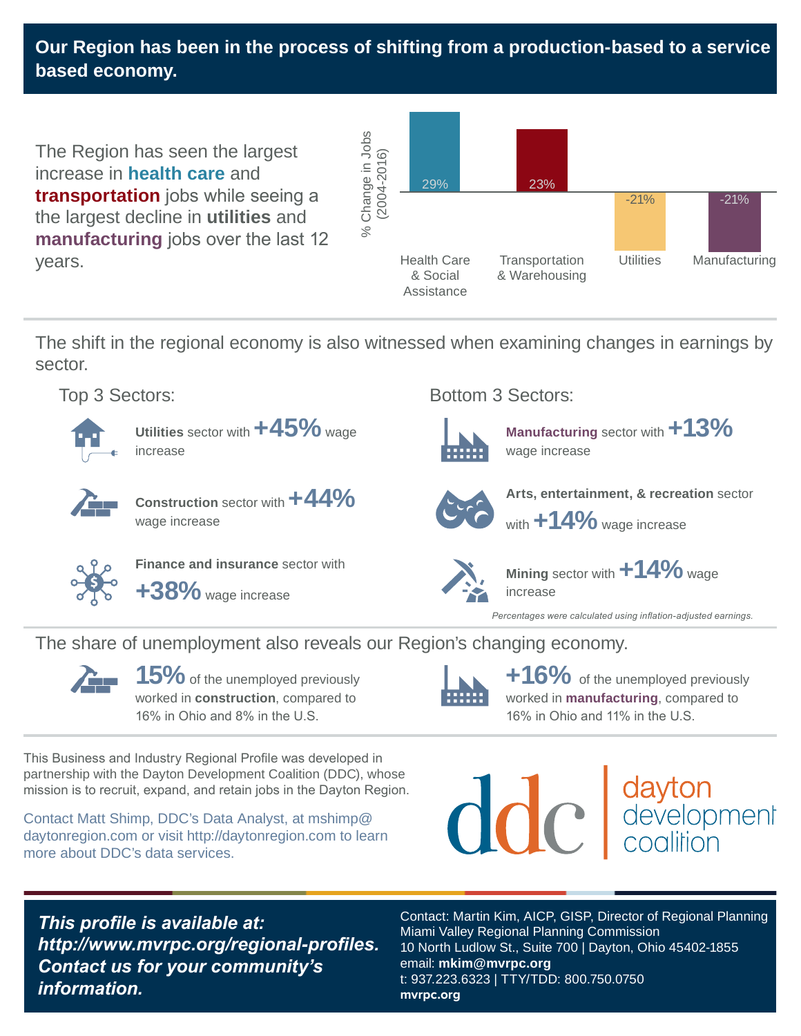## Our Region has been in the process of shifting from a production-based to a service based economy.

The Region has seen the largest increase in **health care** and **transportation** jobs while seeing a the largest decline in **utilities** and **manufacturing** jobs over the last 12 years.

% Change in Jobs (2004-2016)

29%
Health Care & Social Assistance

23%
Transportation & Warehousing

-21%
Utilities

-21%
Manufacturing

---

The shift in the regional economy is also witnessed when examining changes in earnings by sector.

### Top 3 Sectors:

**Utilities** sector with **+45%** wage increase

**Construction** sector with **+44%** wage increase

**Finance and insurance** sector with **+38%** wage increase

### Bottom 3 Sectors:

**Manufacturing** sector with **+13%** wage increase

**Arts, entertainment, & recreation** sector with **+14%** wage increase

**Mining** sector with **+14%** wage increase

*Percentages were calculated using inflation-adjusted earnings.*

---

The share of unemployment also reveals our Region's changing economy.

**15%** of the unemployed previously worked in **construction**, compared to 16% in Ohio and 8% in the U.S.

**+16%** of the unemployed previously worked in **manufacturing**, compared to 16% in Ohio and 11% in the U.S.

---

This Business and Industry Regional Profile was developed in partnership with the Dayton Development Coalition (DDC), whose mission is to recruit, expand, and retain jobs in the Dayton Region.

Contact Matt Shimp, DDC's Data Analyst, at mshimp@daytonregion.com or visit http://daytonregion.com to learn more about DDC's data services.

ddc dayton development coalition

***This profile is available at: http://www.mvrpc.org/regional-profiles. Contact us for your community's information.***

Contact: Martin Kim, AICP, GISP, Director of Regional Planning
Miami Valley Regional Planning Commission
10 North Ludlow St., Suite 700 | Dayton, Ohio 45402-1855
email: **mkim@mvrpc.org**
t: 937.223.6323 | TTY/TDD: 800.750.0750
**mvrpc.org**